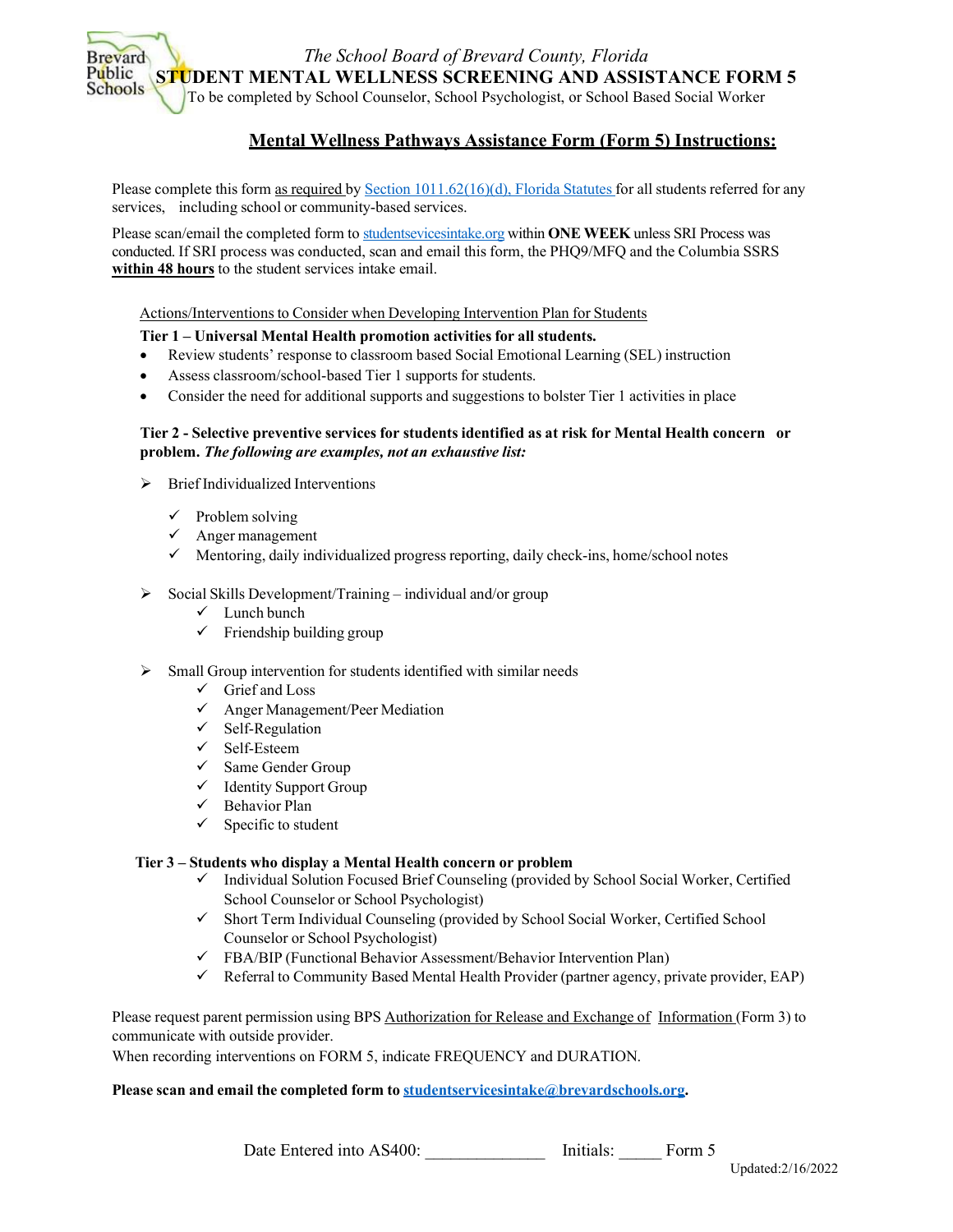*The School Board of Brevard County, Florida*

**STUDENT MENTAL WELLNESS SCREENING AND ASSISTANCE FORM 5**

To be completed by School Counselor, School Psychologist, or School Based Social Worker

## Mental Wellness Pathways Assistance Form (Form 5) Instructions:

Please complete this form as required by Section 1011.62(16)(d), Florida Statutes for all students referred for any services, including school or community-based services.

Please scan/email the completed form to studentsevicesintake.org within **ONE WEEK** unless SRI Process was conducted. If SRI process was conducted, scan and email this form, the PHQ9/MFQ and the Columbia SSRS **within 48 hours** to the student services intake email.

Actions/Interventions to Consider when Developing Intervention Plan for Students

**Tier 1 – Universal Mental Health promotion activities for all students.**

- Review students' response to classroom based Social Emotional Learning (SEL) instruction
- Assess classroom/school-based Tier 1 supports for students.
- Consider the need for additional supports and suggestions to bolster Tier 1 activities in place

**Tier 2 - Selective preventive services for students identified as at risk for Mental Health concern or problem.** ***The following are examples, not an exhaustive list:***

- Brief Individualized Interventions
  - ✓ Problem solving
  - ✓ Anger management
  - ✓ Mentoring, daily individualized progress reporting, daily check-ins, home/school notes
- Social Skills Development/Training – individual and/or group
  - ✓ Lunch bunch
  - ✓ Friendship building group
- Small Group intervention for students identified with similar needs
  - ✓ Grief and Loss
  - ✓ Anger Management/Peer Mediation
  - ✓ Self-Regulation
  - ✓ Self-Esteem
  - ✓ Same Gender Group
  - ✓ Identity Support Group
  - ✓ Behavior Plan
  - ✓ Specific to student

**Tier 3 – Students who display a Mental Health concern or problem**

- ✓ Individual Solution Focused Brief Counseling (provided by School Social Worker, Certified School Counselor or School Psychologist)
- ✓ Short Term Individual Counseling (provided by School Social Worker, Certified School Counselor or School Psychologist)
- ✓ FBA/BIP (Functional Behavior Assessment/Behavior Intervention Plan)
- ✓ Referral to Community Based Mental Health Provider (partner agency, private provider, EAP)

Please request parent permission using BPS Authorization for Release and Exchange of Information (Form 3) to communicate with outside provider.
When recording interventions on FORM 5, indicate FREQUENCY and DURATION.

**Please scan and email the completed form to studentservicesintake@brevardschools.org.**

Date Entered into AS400: ______________ Initials: _____ Form 5

Updated:2/16/2022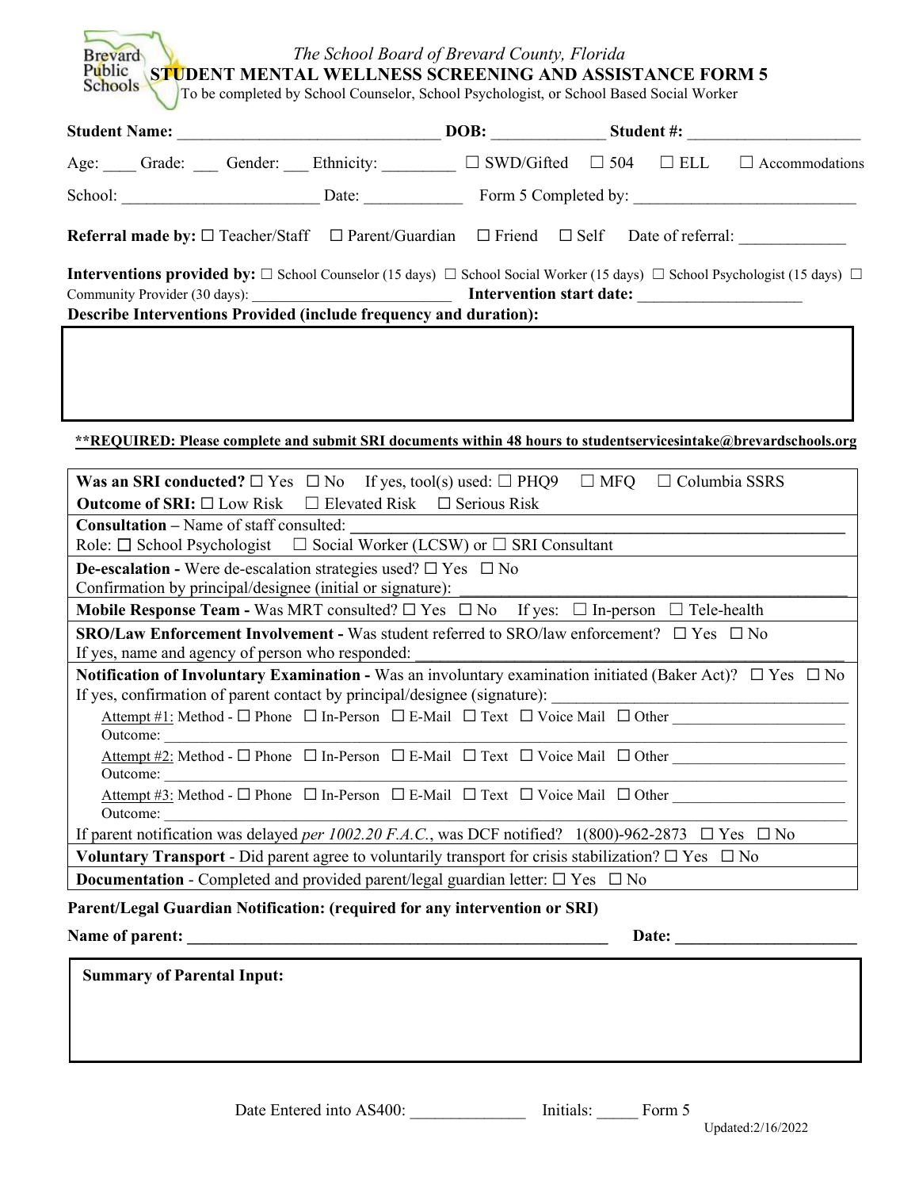Brevard Public Schools

*The School Board of Brevard County, Florida*

**STUDENT MENTAL WELLNESS SCREENING AND ASSISTANCE FORM 5**

To be completed by School Counselor, School Psychologist, or School Based Social Worker

**Student Name:** ______________________________ **DOB:** _____________ **Student #:** ____________________

Age: ____ Grade: ___ Gender: ___ Ethnicity: ________ ☐ SWD/Gifted ☐ 504 ☐ ELL ☐ Accommodations

School: _______________________ Date: ___________ Form 5 Completed by: __________________________

**Referral made by:** ☐ Teacher/Staff ☐ Parent/Guardian ☐ Friend ☐ Self Date of referral: ____________

**Interventions provided by:** ☐ School Counselor (15 days) ☐ School Social Worker (15 days) ☐ School Psychologist (15 days) ☐ Community Provider (30 days): ________________________ **Intervention start date:** ___________________

**Describe Interventions Provided (include frequency and duration):**

| |
|---|
| |

**\*\*REQUIRED: Please complete and submit SRI documents within 48 hours to studentservicesintake@brevardschools.org**

| |
|---|
| **Was an SRI conducted?** ☐ Yes ☐ No If yes, tool(s) used: ☐ PHQ9 ☐ MFQ ☐ Columbia SSRS<br>**Outcome of SRI:** ☐ Low Risk ☐ Elevated Risk ☐ Serious Risk |
| **Consultation** – Name of staff consulted: ________________________________<br>Role: ☐ School Psychologist ☐ Social Worker (LCSW) or ☐ SRI Consultant |
| **De-escalation -** Were de-escalation strategies used? ☐ Yes ☐ No<br>Confirmation by principal/designee (initial or signature): ________________________ |
| **Mobile Response Team -** Was MRT consulted? ☐ Yes ☐ No If yes: ☐ In-person ☐ Tele-health |
| **SRO/Law Enforcement Involvement -** Was student referred to SRO/law enforcement? ☐ Yes ☐ No<br>If yes, name and agency of person who responded: ________________________ |
| **Notification of Involuntary Examination -** Was an involuntary examination initiated (Baker Act)? ☐ Yes ☐ No<br>If yes, confirmation of parent contact by principal/designee (signature): ________________________<br>Attempt #1: Method - ☐ Phone ☐ In-Person ☐ E-Mail ☐ Text ☐ Voice Mail ☐ Other ____________<br>Outcome: ________________________<br>Attempt #2: Method - ☐ Phone ☐ In-Person ☐ E-Mail ☐ Text ☐ Voice Mail ☐ Other ____________<br>Outcome: ________________________<br>Attempt #3: Method - ☐ Phone ☐ In-Person ☐ E-Mail ☐ Text ☐ Voice Mail ☐ Other ____________<br>Outcome: ________________________<br>If parent notification was delayed *per 1002.20 F.A.C.*, was DCF notified? 1(800)-962-2873 ☐ Yes ☐ No |
| **Voluntary Transport** - Did parent agree to voluntarily transport for crisis stabilization? ☐ Yes ☐ No |
| **Documentation** - Completed and provided parent/legal guardian letter: ☐ Yes ☐ No |

**Parent/Legal Guardian Notification: (required for any intervention or SRI)**

**Name of parent:** ____________________________________________ **Date:** ____________________

| |
|---|
| **Summary of Parental Input:** |

Date Entered into AS400: _____________ Initials: _____ Form 5

Updated:2/16/2022